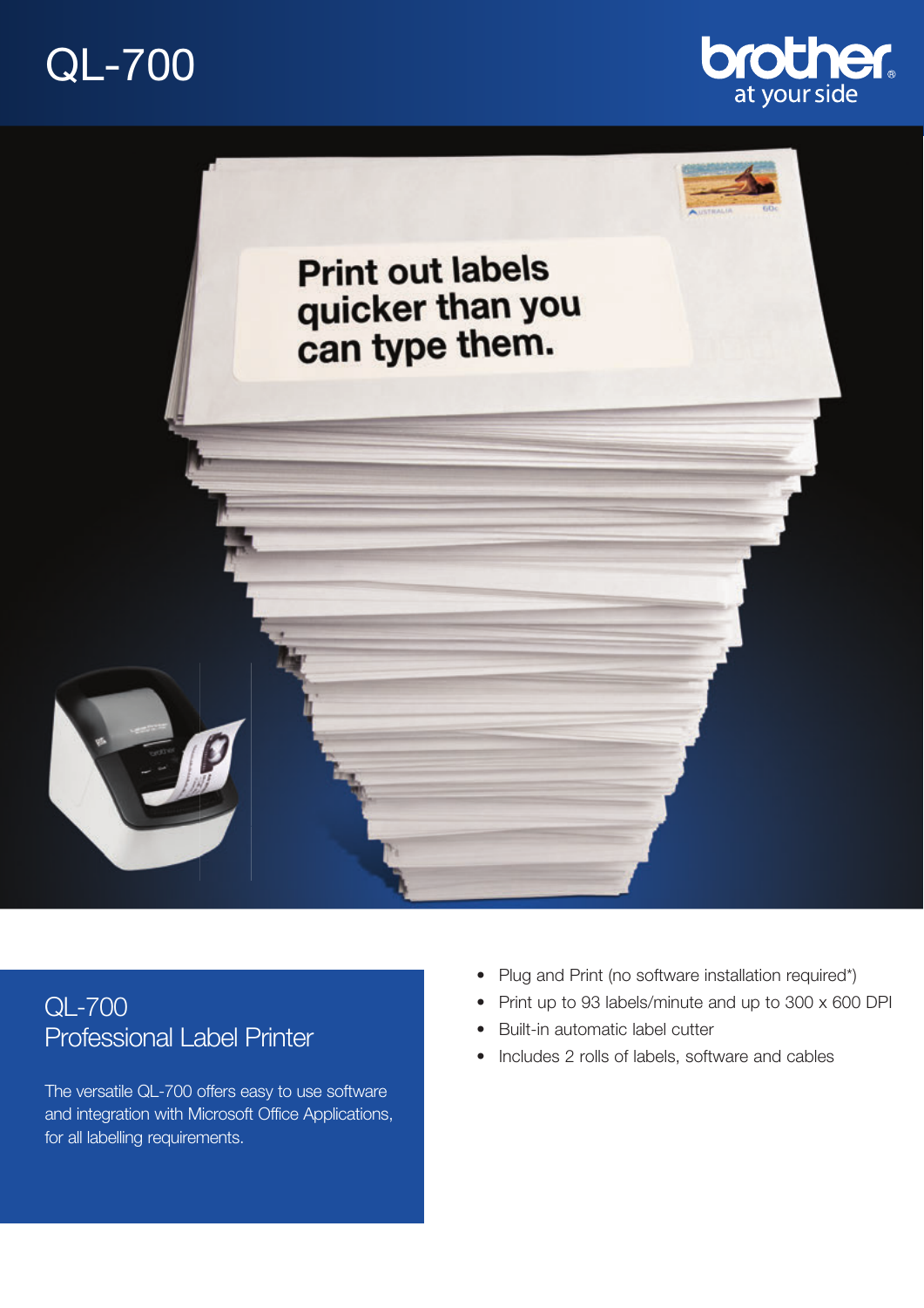# QL-700

brother
at your side

Print out labels quicker than you can type them.

## QL-700
## Professional Label Printer

The versatile QL-700 offers easy to use software and integration with Microsoft Office Applications, for all labelling requirements.

- Plug and Print (no software installation required*)
- Print up to 93 labels/minute and up to 300 x 600 DPI
- Built-in automatic label cutter
- Includes 2 rolls of labels, software and cables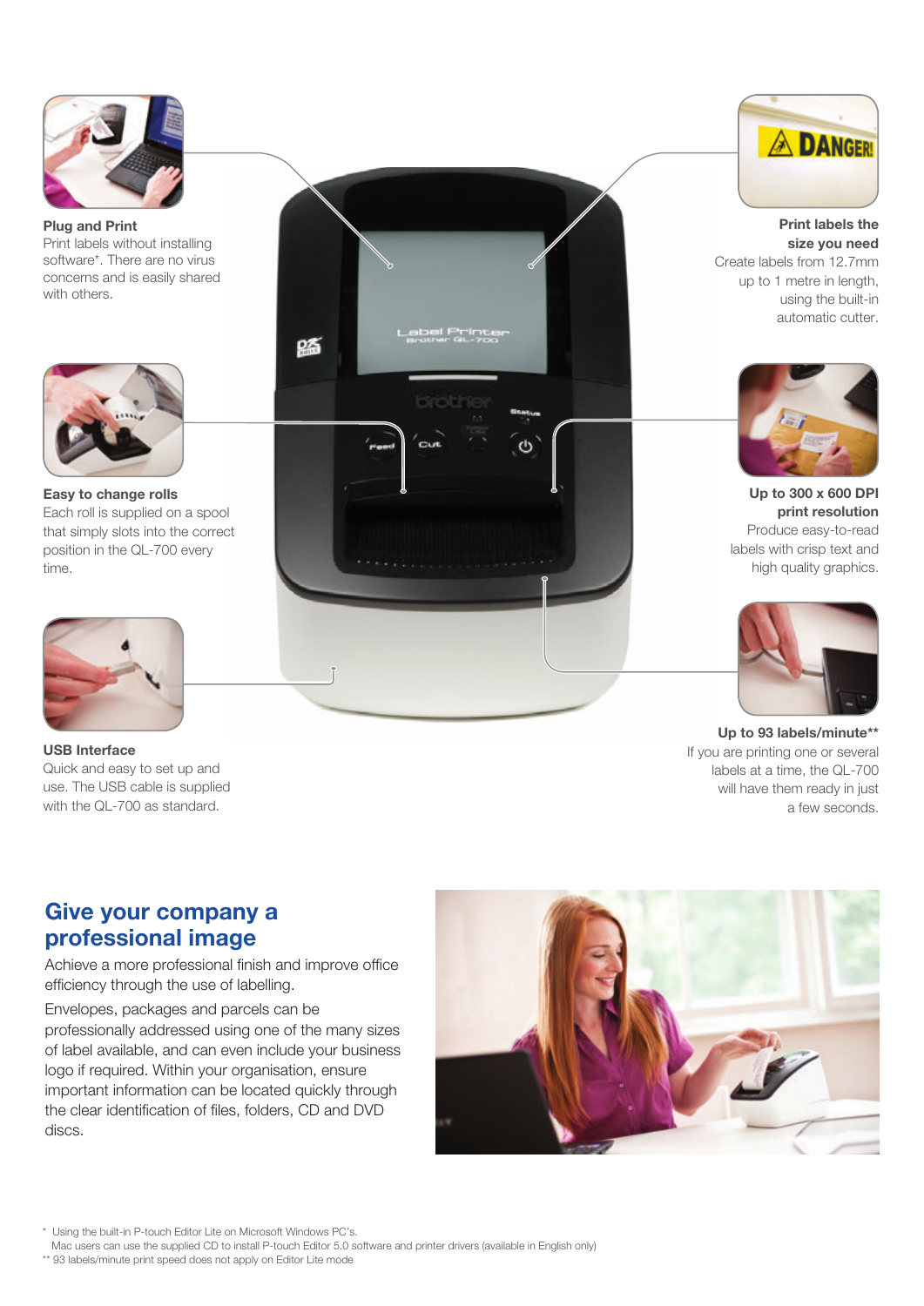**Plug and Print**
Print labels without installing software*. There are no virus concerns and is easily shared with others.

**Easy to change rolls**
Each roll is supplied on a spool that simply slots into the correct position in the QL-700 every time.

**USB Interface**
Quick and easy to set up and use. The USB cable is supplied with the QL-700 as standard.

**Print labels the size you need**
Create labels from 12.7mm up to 1 metre in length, using the built-in automatic cutter.

**Up to 300 x 600 DPI print resolution**
Produce easy-to-read labels with crisp text and high quality graphics.

**Up to 93 labels/minute****
If you are printing one or several labels at a time, the QL-700 will have them ready in just a few seconds.

## Give your company a professional image

Achieve a more professional finish and improve office efficiency through the use of labelling.

Envelopes, packages and parcels can be professionally addressed using one of the many sizes of label available, and can even include your business logo if required. Within your organisation, ensure important information can be located quickly through the clear identification of files, folders, CD and DVD discs.

\* Using the built-in P-touch Editor Lite on Microsoft Windows PC's.
Mac users can use the supplied CD to install P-touch Editor 5.0 software and printer drivers (available in English only)
** 93 labels/minute print speed does not apply on Editor Lite mode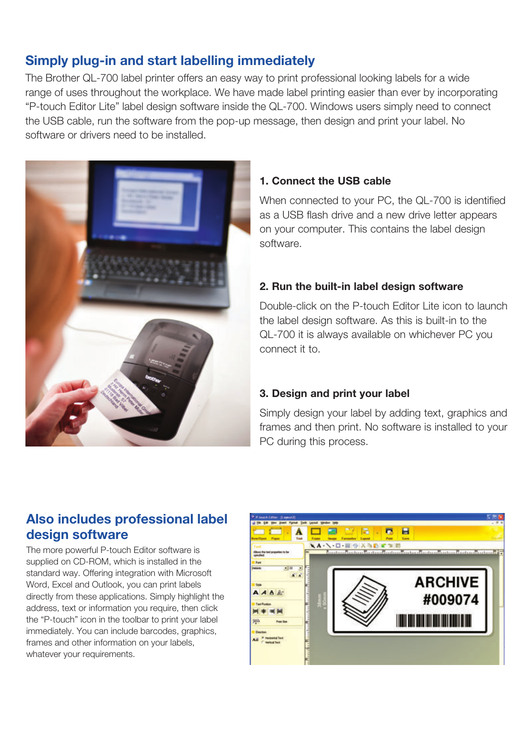## Simply plug-in and start labelling immediately

The Brother QL-700 label printer offers an easy way to print professional looking labels for a wide range of uses throughout the workplace. We have made label printing easier than ever by incorporating "P-touch Editor Lite" label design software inside the QL-700. Windows users simply need to connect the USB cable, run the software from the pop-up message, then design and print your label. No software or drivers need to be installed.

### 1. Connect the USB cable

When connected to your PC, the QL-700 is identified as a USB flash drive and a new drive letter appears on your computer. This contains the label design software.

### 2. Run the built-in label design software

Double-click on the P-touch Editor Lite icon to launch the label design software. As this is built-in to the QL-700 it is always available on whichever PC you connect it to.

### 3. Design and print your label

Simply design your label by adding text, graphics and frames and then print. No software is installed to your PC during this process.

## Also includes professional label design software

The more powerful P-touch Editor software is supplied on CD-ROM, which is installed in the standard way. Offering integration with Microsoft Word, Excel and Outlook, you can print labels directly from these applications. Simply highlight the address, text or information you require, then click the "P-touch" icon in the toolbar to print your label immediately. You can include barcodes, graphics, frames and other information on your labels, whatever your requirements.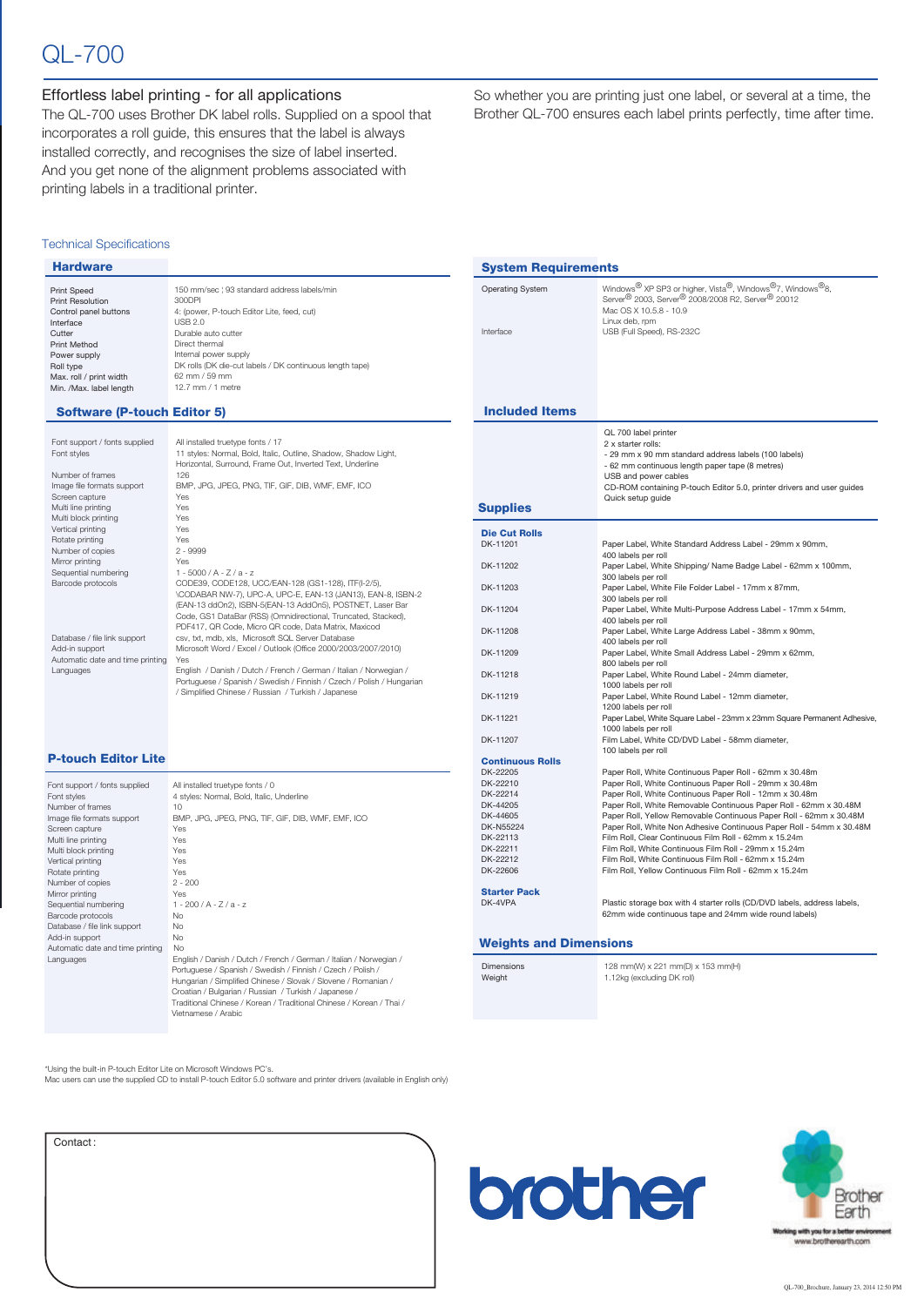# QL-700

## Effortless label printing - for all applications

The QL-700 uses Brother DK label rolls. Supplied on a spool that incorporates a roll guide, this ensures that the label is always installed correctly, and recognises the size of label inserted. And you get none of the alignment problems associated with printing labels in a traditional printer.

So whether you are printing just one label, or several at a time, the Brother QL-700 ensures each label prints perfectly, time after time.

## Technical Specifications

### Hardware

| | |
|---|---|
| Print Speed | 150 mm/sec ; 93 standard address labels/min |
| Print Resolution | 300DPI |
| Control panel buttons | 4: (power, P-touch Editor Lite, feed, cut) |
| Interface | USB 2.0 |
| Cutter | Durable auto cutter |
| Print Method | Direct thermal |
| Power supply | Internal power supply |
| Roll type | DK rolls (DK die-cut labels / DK continuous length tape) |
| Max. roll / print width | 62 mm / 59 mm |
| Min. /Max. label length | 12.7 mm / 1 metre |

### Software (P-touch Editor 5)

| | |
|---|---|
| Font support / fonts supplied | All installed truetype fonts / 17 |
| Font styles | 11 styles: Normal, Bold, Italic, Outline, Shadow, Shadow Light, Horizontal, Surround, Frame Out, Inverted Text, Underline |
| Number of frames | 126 |
| Image file formats support | BMP, JPG, JPEG, PNG, TIF, GIF, DIB, WMF, EMF, ICO |
| Screen capture | Yes |
| Multi line printing | Yes |
| Multi block printing | Yes |
| Vertical printing | Yes |
| Rotate printing | Yes |
| Number of copies | 2 - 9999 |
| Mirror printing | Yes |
| Sequential numbering | 1 - 5000 / A - Z / a - z |
| Barcode protocols | CODE39, CODE128, UCC/EAN-128 (GS1-128), ITF(I-2/5), \CODABAR NW-7), UPC-A, UPC-E, EAN-13 (JAN13), EAN-8, ISBN-2 (EAN-13 ddOn2), ISBN-5(EAN-13 AddOn5), POSTNET, Laser Bar Code, GS1 DataBar (RSS) (Omnidirectional, Truncated, Stacked), PDF417, QR Code, Micro QR code, Data Matrix, Maxicod |
| Database / file link support | csv, txt, mdb, xls, Microsoft SQL Server Database |
| Add-in support | Microsoft Word / Excel / Outlook (Office 2000/2003/2007/2010) |
| Automatic date and time printing | Yes |
| Languages | English / Danish / Dutch / French / German / Italian / Norwegian / Portuguese / Spanish / Swedish / Finnish / Czech / Polish / Hungarian / Simplified Chinese / Russian / Turkish / Japanese |

### P-touch Editor Lite

| | |
|---|---|
| Font support / fonts supplied | All installed truetype fonts / 0 |
| Font styles | 4 styles: Normal, Bold, Italic, Underline |
| Number of frames | 10 |
| Image file formats support | BMP, JPG, JPEG, PNG, TIF, GIF, DIB, WMF, EMF, ICO |
| Screen capture | Yes |
| Multi line printing | Yes |
| Multi block printing | Yes |
| Vertical printing | Yes |
| Rotate printing | Yes |
| Number of copies | 2 - 200 |
| Mirror printing | Yes |
| Sequential numbering | 1 - 200 / A - Z / a - z |
| Barcode protocols | No |
| Database / file link support | No |
| Add-in support | No |
| Automatic date and time printing | No |
| Languages | English / Danish / Dutch / French / German / Italian / Norwegian / Portuguese / Spanish / Swedish / Finnish / Czech / Polish / Hungarian / Simplified Chinese / Slovak / Slovene / Romanian / Croatian / Bulgarian / Russian / Turkish / Japanese / Traditional Chinese / Korean / Traditional Chinese / Korean / Thai / Vietnamese / Arabic |

### System Requirements

| | |
|---|---|
| Operating System | Windows® XP SP3 or higher, Vista®, Windows®7, Windows®8, Server® 2003, Server® 2008/2008 R2, Server® 20012<br>Mac OS X 10.5.8 - 10.9<br>Linux deb, rpm |
| Interface | USB (Full Speed), RS-232C |

### Included Items

- QL 700 label printer
- 2 x starter rolls:
  - 29 mm x 90 mm standard address labels (100 labels)
  - 62 mm continuous length paper tape (8 metres)
- USB and power cables
- CD-ROM containing P-touch Editor 5.0, printer drivers and user guides
- Quick setup guide

### Supplies

| | |
|---|---|
| **Die Cut Rolls** | |
| DK-11201 | Paper Label, White Standard Address Label - 29mm x 90mm, 400 labels per roll |
| DK-11202 | Paper Label, White Shipping/ Name Badge Label - 62mm x 100mm, 300 labels per roll |
| DK-11203 | Paper Label, White File Folder Label - 17mm x 87mm, 300 labels per roll |
| DK-11204 | Paper Label, White Multi-Purpose Address Label - 17mm x 54mm, 400 labels per roll |
| DK-11208 | Paper Label, White Large Address Label - 38mm x 90mm, 400 labels per roll |
| DK-11209 | Paper Label, White Small Address Label - 29mm x 62mm, 800 labels per roll |
| DK-11218 | Paper Label, White Round Label - 24mm diameter, 1000 labels per roll |
| DK-11219 | Paper Label, White Round Label - 12mm diameter, 1200 labels per roll |
| DK-11221 | Paper Label, White Square Label - 23mm x 23mm Square Permanent Adhesive, 1000 labels per roll |
| DK-11207 | Film Label, White CD/DVD Label - 58mm diameter, 100 labels per roll |
| **Continuous Rolls** | |
| DK-22205 | Paper Roll, White Continuous Paper Roll - 62mm x 30.48m |
| DK-22210 | Paper Roll, White Continuous Paper Roll - 29mm x 30.48m |
| DK-22214 | Paper Roll, White Continuous Paper Roll - 12mm x 30.48m |
| DK-44205 | Paper Roll, White Removable Continuous Paper Roll - 62mm x 30.48M |
| DK-44605 | Paper Roll, Yellow Removable Continuous Paper Roll - 62mm x 30.48M |
| DK-N55224 | Paper Roll, White Non Adhesive Continuous Paper Roll - 54mm x 30.48M |
| DK-22113 | Film Roll, Clear Continuous Film Roll - 62mm x 15.24m |
| DK-22211 | Film Roll, White Continuous Film Roll - 29mm x 15.24m |
| DK-22212 | Film Roll, White Continuous Film Roll - 62mm x 15.24m |
| DK-22606 | Film Roll, Yellow Continuous Film Roll - 62mm x 15.24m |
| **Starter Pack** | |
| DK-4VPA | Plastic storage box with 4 starter rolls (CD/DVD labels, address labels, 62mm wide continuous tape and 24mm wide round labels) |

### Weights and Dimensions

| | |
|---|---|
| Dimensions | 128 mm(W) x 221 mm(D) x 153 mm(H) |
| Weight | 1.12kg (excluding DK roll) |

*Using the built-in P-touch Editor Lite on Microsoft Windows PC's.
Mac users can use the supplied CD to install P-touch Editor 5.0 software and printer drivers (available in English only)

Contact :

brother

Brother Earth

Working with you for a better environment
www.brotherearth.com

QL-700_Brochure, January 23, 2014 12:50 PM